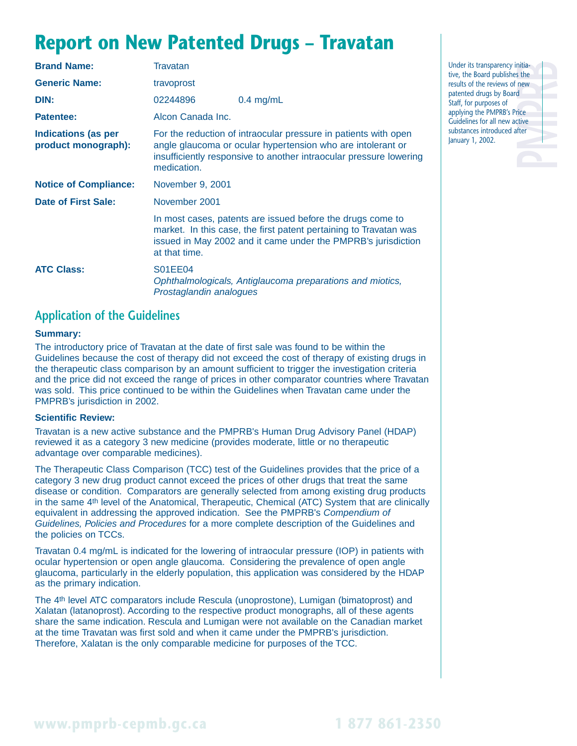# Report on New Patented Drugs – Travatan

| | | |
|---|---|---|
| **Brand Name:** | Travatan | |
| **Generic Name:** | travoprost | |
| **DIN:** | 02244896 | 0.4 mg/mL |
| **Patentee:** | Alcon Canada Inc. | |
| **Indications (as per product monograph):** | For the reduction of intraocular pressure in patients with open angle glaucoma or ocular hypertension who are intolerant or insufficiently responsive to another intraocular pressure lowering medication. | |
| **Notice of Compliance:** | November 9, 2001 | |
| **Date of First Sale:** | November 2001 | |
| | In most cases, patents are issued before the drugs come to market. In this case, the first patent pertaining to Travatan was issued in May 2002 and it came under the PMPRB's jurisdiction at that time. | |
| **ATC Class:** | S01EE04<br>*Ophthalmologicals, Antiglaucoma preparations and miotics, Prostaglandin analogues* | |

Under its transparency initiative, the Board publishes the results of the reviews of new patented drugs by Board Staff, for purposes of applying the PMPRB's Price Guidelines for all new active substances introduced after January 1, 2002.

## Application of the Guidelines

**Summary:**

The introductory price of Travatan at the date of first sale was found to be within the Guidelines because the cost of therapy did not exceed the cost of therapy of existing drugs in the therapeutic class comparison by an amount sufficient to trigger the investigation criteria and the price did not exceed the range of prices in other comparator countries where Travatan was sold. This price continued to be within the Guidelines when Travatan came under the PMPRB's jurisdiction in 2002.

**Scientific Review:**

Travatan is a new active substance and the PMPRB's Human Drug Advisory Panel (HDAP) reviewed it as a category 3 new medicine (provides moderate, little or no therapeutic advantage over comparable medicines).

The Therapeutic Class Comparison (TCC) test of the Guidelines provides that the price of a category 3 new drug product cannot exceed the prices of other drugs that treat the same disease or condition. Comparators are generally selected from among existing drug products in the same 4th level of the Anatomical, Therapeutic, Chemical (ATC) System that are clinically equivalent in addressing the approved indication. See the PMPRB's *Compendium of Guidelines, Policies and Procedures* for a more complete description of the Guidelines and the policies on TCCs.

Travatan 0.4 mg/mL is indicated for the lowering of intraocular pressure (IOP) in patients with ocular hypertension or open angle glaucoma. Considering the prevalence of open angle glaucoma, particularly in the elderly population, this application was considered by the HDAP as the primary indication.

The 4th level ATC comparators include Rescula (unoprostone), Lumigan (bimatoprost) and Xalatan (latanoprost). According to the respective product monographs, all of these agents share the same indication. Rescula and Lumigan were not available on the Canadian market at the time Travatan was first sold and when it came under the PMPRB's jurisdiction. Therefore, Xalatan is the only comparable medicine for purposes of the TCC.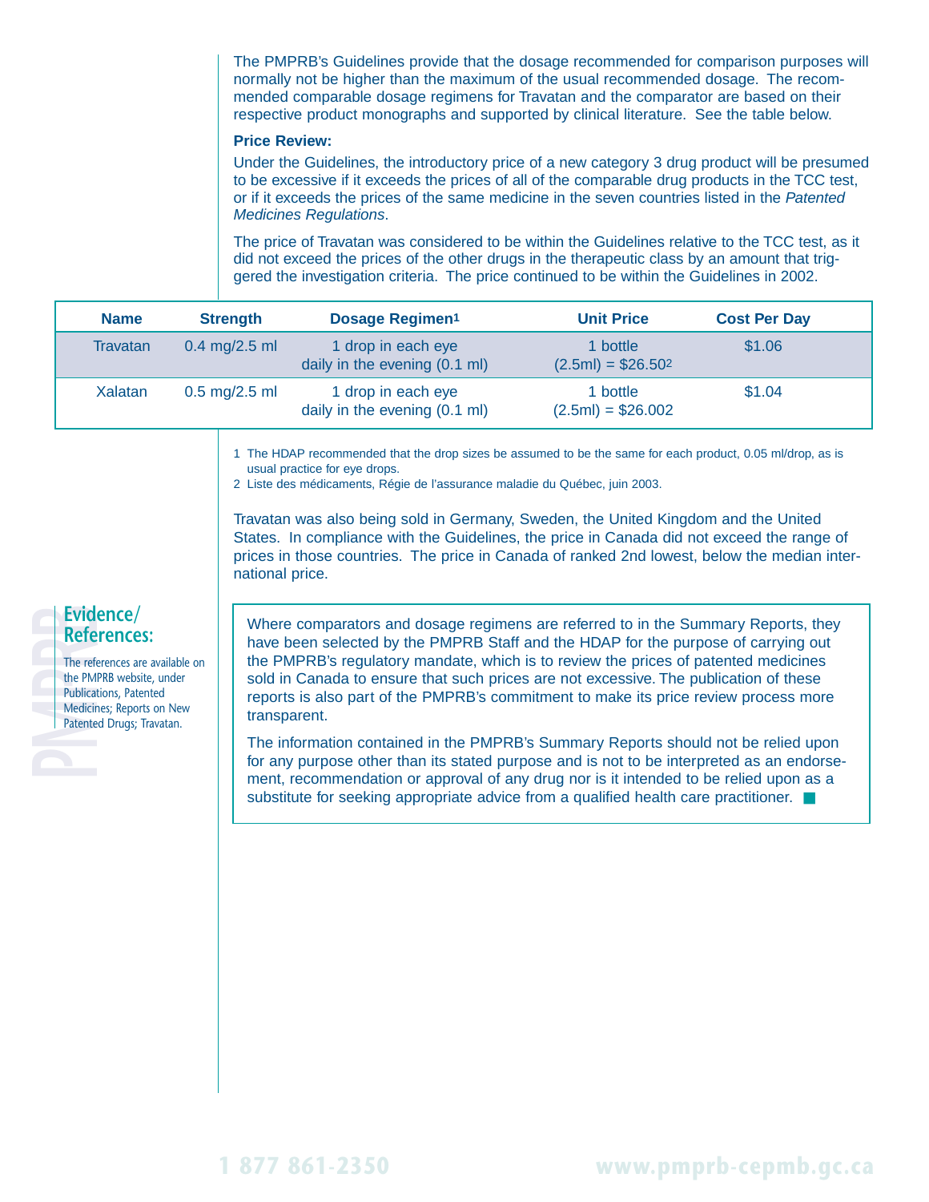The PMPRB's Guidelines provide that the dosage recommended for comparison purposes will normally not be higher than the maximum of the usual recommended dosage. The recommended comparable dosage regimens for Travatan and the comparator are based on their respective product monographs and supported by clinical literature. See the table below.

**Price Review:**

Under the Guidelines, the introductory price of a new category 3 drug product will be presumed to be excessive if it exceeds the prices of all of the comparable drug products in the TCC test, or if it exceeds the prices of the same medicine in the seven countries listed in the *Patented Medicines Regulations*.

The price of Travatan was considered to be within the Guidelines relative to the TCC test, as it did not exceed the prices of the other drugs in the therapeutic class by an amount that triggered the investigation criteria. The price continued to be within the Guidelines in 2002.

| Name | Strength | Dosage Regimen[1] | Unit Price | Cost Per Day |
|---|---|---|---|---|
| Travatan | 0.4 mg/2.5 ml | 1 drop in each eye daily in the evening (0.1 ml) | 1 bottle (2.5ml) = $26.50[2] | $1.06 |
| Xalatan | 0.5 mg/2.5 ml | 1 drop in each eye daily in the evening (0.1 ml) | 1 bottle (2.5ml) = $26.00[2] | $1.04 |

1 The HDAP recommended that the drop sizes be assumed to be the same for each product, 0.05 ml/drop, as is usual practice for eye drops.

2 Liste des médicaments, Régie de l'assurance maladie du Québec, juin 2003.

Travatan was also being sold in Germany, Sweden, the United Kingdom and the United States. In compliance with the Guidelines, the price in Canada did not exceed the range of prices in those countries. The price in Canada of ranked 2nd lowest, below the median international price.

**Evidence/ References:**

The references are available on the PMPRB website, under Publications, Patented Medicines; Reports on New Patented Drugs; Travatan.

Where comparators and dosage regimens are referred to in the Summary Reports, they have been selected by the PMPRB Staff and the HDAP for the purpose of carrying out the PMPRB's regulatory mandate, which is to review the prices of patented medicines sold in Canada to ensure that such prices are not excessive. The publication of these reports is also part of the PMPRB's commitment to make its price review process more transparent.

The information contained in the PMPRB's Summary Reports should not be relied upon for any purpose other than its stated purpose and is not to be interpreted as an endorsement, recommendation or approval of any drug nor is it intended to be relied upon as a substitute for seeking appropriate advice from a qualified health care practitioner. ■